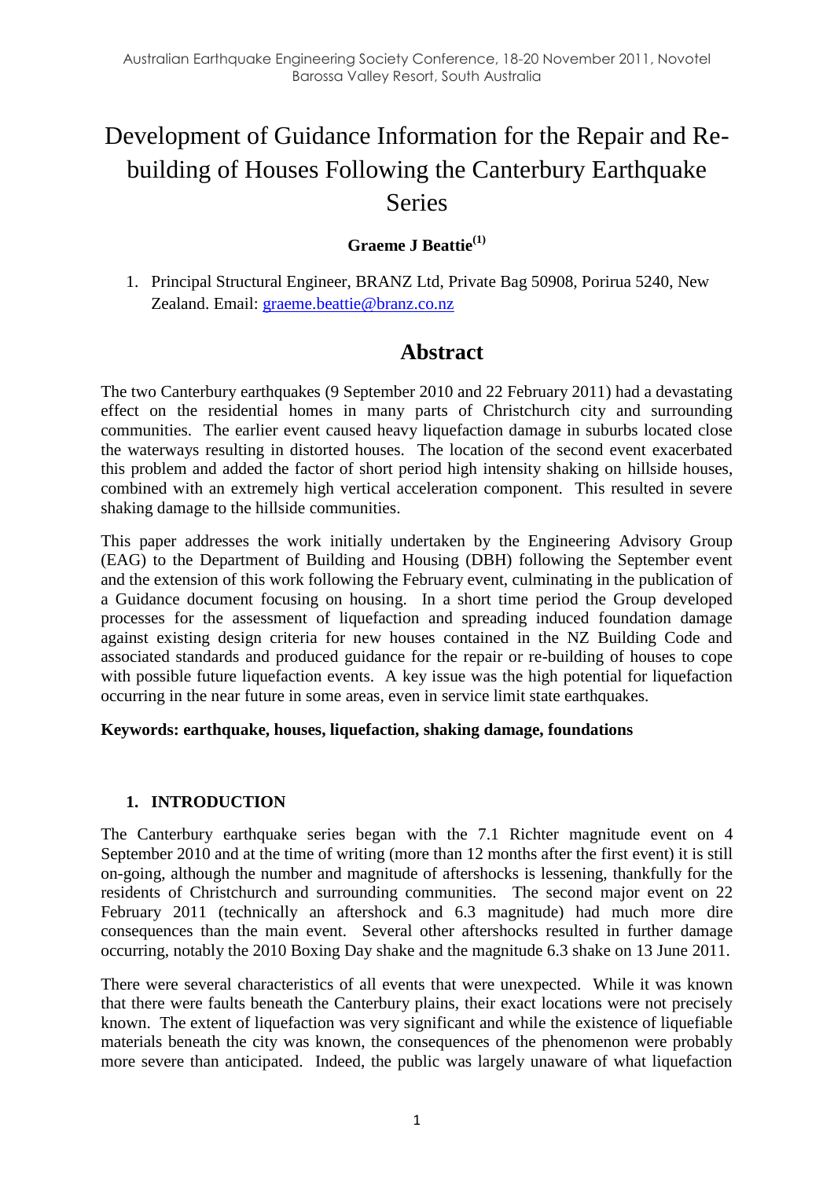# Development of Guidance Information for the Repair and Re-building of Houses Following the Canterbury Earthquake Series

**Graeme J Beattie[(1)]**

1. Principal Structural Engineer, BRANZ Ltd, Private Bag 50908, Porirua 5240, New Zealand. Email: graeme.beattie@branz.co.nz

## Abstract

The two Canterbury earthquakes (9 September 2010 and 22 February 2011) had a devastating effect on the residential homes in many parts of Christchurch city and surrounding communities. The earlier event caused heavy liquefaction damage in suburbs located close the waterways resulting in distorted houses. The location of the second event exacerbated this problem and added the factor of short period high intensity shaking on hillside houses, combined with an extremely high vertical acceleration component. This resulted in severe shaking damage to the hillside communities.

This paper addresses the work initially undertaken by the Engineering Advisory Group (EAG) to the Department of Building and Housing (DBH) following the September event and the extension of this work following the February event, culminating in the publication of a Guidance document focusing on housing. In a short time period the Group developed processes for the assessment of liquefaction and spreading induced foundation damage against existing design criteria for new houses contained in the NZ Building Code and associated standards and produced guidance for the repair or re-building of houses to cope with possible future liquefaction events. A key issue was the high potential for liquefaction occurring in the near future in some areas, even in service limit state earthquakes.

**Keywords: earthquake, houses, liquefaction, shaking damage, foundations**

## 1. INTRODUCTION

The Canterbury earthquake series began with the 7.1 Richter magnitude event on 4 September 2010 and at the time of writing (more than 12 months after the first event) it is still on-going, although the number and magnitude of aftershocks is lessening, thankfully for the residents of Christchurch and surrounding communities. The second major event on 22 February 2011 (technically an aftershock and 6.3 magnitude) had much more dire consequences than the main event. Several other aftershocks resulted in further damage occurring, notably the 2010 Boxing Day shake and the magnitude 6.3 shake on 13 June 2011.

There were several characteristics of all events that were unexpected. While it was known that there were faults beneath the Canterbury plains, their exact locations were not precisely known. The extent of liquefaction was very significant and while the existence of liquefiable materials beneath the city was known, the consequences of the phenomenon were probably more severe than anticipated. Indeed, the public was largely unaware of what liquefaction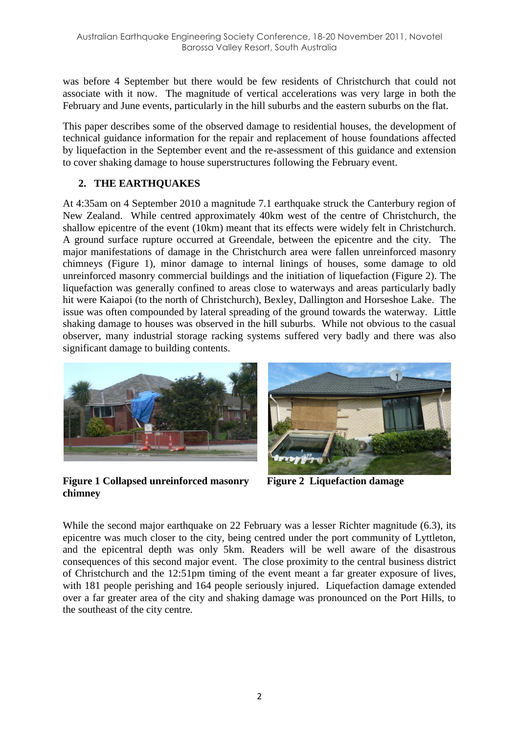was before 4 September but there would be few residents of Christchurch that could not associate with it now. The magnitude of vertical accelerations was very large in both the February and June events, particularly in the hill suburbs and the eastern suburbs on the flat.

This paper describes some of the observed damage to residential houses, the development of technical guidance information for the repair and replacement of house foundations affected by liquefaction in the September event and the re-assessment of this guidance and extension to cover shaking damage to house superstructures following the February event.

## 2. THE EARTHQUAKES

At 4:35am on 4 September 2010 a magnitude 7.1 earthquake struck the Canterbury region of New Zealand. While centred approximately 40km west of the centre of Christchurch, the shallow epicentre of the event (10km) meant that its effects were widely felt in Christchurch. A ground surface rupture occurred at Greendale, between the epicentre and the city. The major manifestations of damage in the Christchurch area were fallen unreinforced masonry chimneys (Figure 1), minor damage to internal linings of houses, some damage to old unreinforced masonry commercial buildings and the initiation of liquefaction (Figure 2). The liquefaction was generally confined to areas close to waterways and areas particularly badly hit were Kaiapoi (to the north of Christchurch), Bexley, Dallington and Horseshoe Lake. The issue was often compounded by lateral spreading of the ground towards the waterway. Little shaking damage to houses was observed in the hill suburbs. While not obvious to the casual observer, many industrial storage racking systems suffered very badly and there was also significant damage to building contents.

**Figure 1 Collapsed unreinforced masonry chimney**

**Figure 2 Liquefaction damage**

While the second major earthquake on 22 February was a lesser Richter magnitude (6.3), its epicentre was much closer to the city, being centred under the port community of Lyttleton, and the epicentral depth was only 5km. Readers will be well aware of the disastrous consequences of this second major event. The close proximity to the central business district of Christchurch and the 12:51pm timing of the event meant a far greater exposure of lives, with 181 people perishing and 164 people seriously injured. Liquefaction damage extended over a far greater area of the city and shaking damage was pronounced on the Port Hills, to the southeast of the city centre.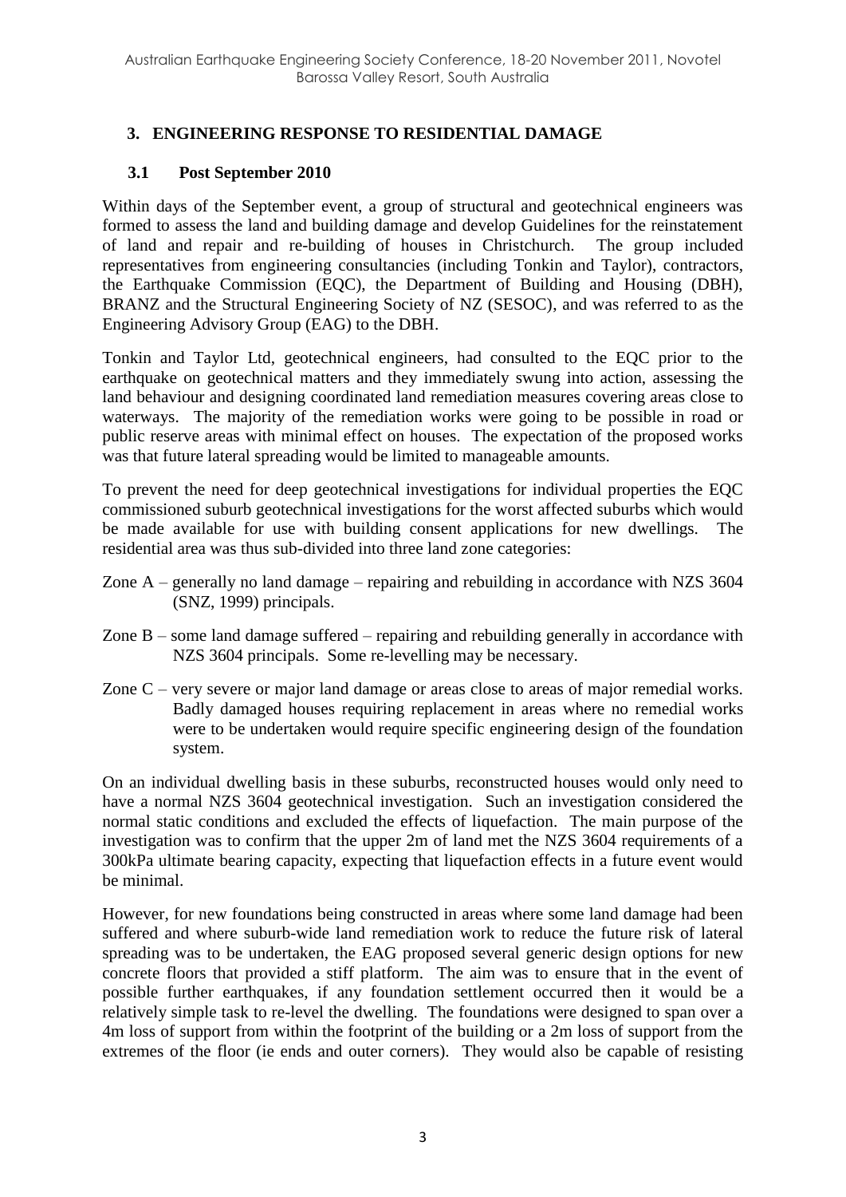## 3. ENGINEERING RESPONSE TO RESIDENTIAL DAMAGE

### 3.1 Post September 2010

Within days of the September event, a group of structural and geotechnical engineers was formed to assess the land and building damage and develop Guidelines for the reinstatement of land and repair and re-building of houses in Christchurch. The group included representatives from engineering consultancies (including Tonkin and Taylor), contractors, the Earthquake Commission (EQC), the Department of Building and Housing (DBH), BRANZ and the Structural Engineering Society of NZ (SESOC), and was referred to as the Engineering Advisory Group (EAG) to the DBH.

Tonkin and Taylor Ltd, geotechnical engineers, had consulted to the EQC prior to the earthquake on geotechnical matters and they immediately swung into action, assessing the land behaviour and designing coordinated land remediation measures covering areas close to waterways. The majority of the remediation works were going to be possible in road or public reserve areas with minimal effect on houses. The expectation of the proposed works was that future lateral spreading would be limited to manageable amounts.

To prevent the need for deep geotechnical investigations for individual properties the EQC commissioned suburb geotechnical investigations for the worst affected suburbs which would be made available for use with building consent applications for new dwellings. The residential area was thus sub-divided into three land zone categories:

Zone A – generally no land damage – repairing and rebuilding in accordance with NZS 3604 (SNZ, 1999) principals.

Zone B – some land damage suffered – repairing and rebuilding generally in accordance with NZS 3604 principals. Some re-levelling may be necessary.

Zone C – very severe or major land damage or areas close to areas of major remedial works. Badly damaged houses requiring replacement in areas where no remedial works were to be undertaken would require specific engineering design of the foundation system.

On an individual dwelling basis in these suburbs, reconstructed houses would only need to have a normal NZS 3604 geotechnical investigation. Such an investigation considered the normal static conditions and excluded the effects of liquefaction. The main purpose of the investigation was to confirm that the upper 2m of land met the NZS 3604 requirements of a 300kPa ultimate bearing capacity, expecting that liquefaction effects in a future event would be minimal.

However, for new foundations being constructed in areas where some land damage had been suffered and where suburb-wide land remediation work to reduce the future risk of lateral spreading was to be undertaken, the EAG proposed several generic design options for new concrete floors that provided a stiff platform. The aim was to ensure that in the event of possible further earthquakes, if any foundation settlement occurred then it would be a relatively simple task to re-level the dwelling. The foundations were designed to span over a 4m loss of support from within the footprint of the building or a 2m loss of support from the extremes of the floor (ie ends and outer corners). They would also be capable of resisting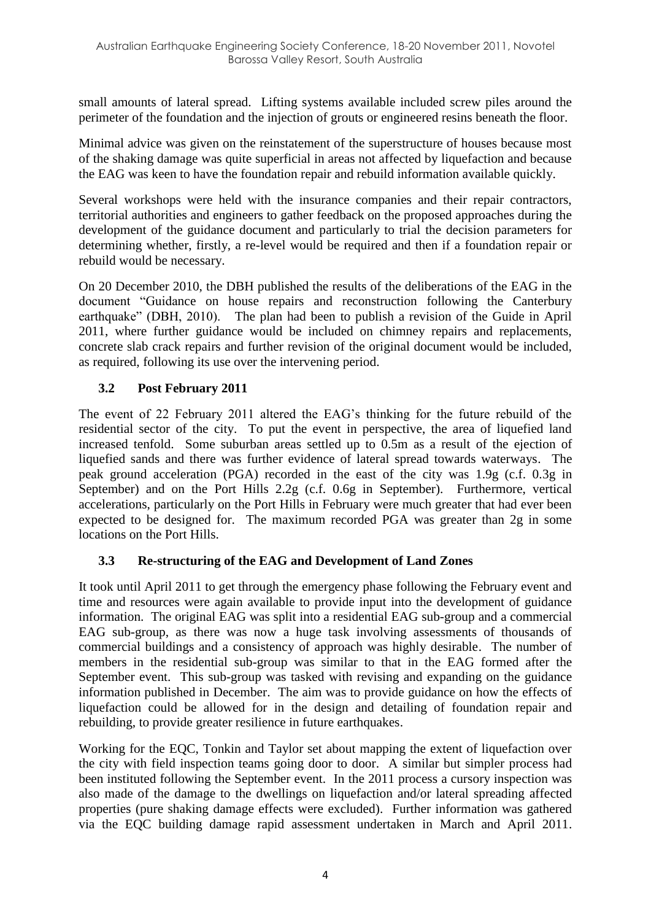small amounts of lateral spread. Lifting systems available included screw piles around the perimeter of the foundation and the injection of grouts or engineered resins beneath the floor.

Minimal advice was given on the reinstatement of the superstructure of houses because most of the shaking damage was quite superficial in areas not affected by liquefaction and because the EAG was keen to have the foundation repair and rebuild information available quickly.

Several workshops were held with the insurance companies and their repair contractors, territorial authorities and engineers to gather feedback on the proposed approaches during the development of the guidance document and particularly to trial the decision parameters for determining whether, firstly, a re-level would be required and then if a foundation repair or rebuild would be necessary.

On 20 December 2010, the DBH published the results of the deliberations of the EAG in the document "Guidance on house repairs and reconstruction following the Canterbury earthquake" (DBH, 2010). The plan had been to publish a revision of the Guide in April 2011, where further guidance would be included on chimney repairs and replacements, concrete slab crack repairs and further revision of the original document would be included, as required, following its use over the intervening period.

### 3.2 Post February 2011

The event of 22 February 2011 altered the EAG's thinking for the future rebuild of the residential sector of the city. To put the event in perspective, the area of liquefied land increased tenfold. Some suburban areas settled up to 0.5m as a result of the ejection of liquefied sands and there was further evidence of lateral spread towards waterways. The peak ground acceleration (PGA) recorded in the east of the city was 1.9g (c.f. 0.3g in September) and on the Port Hills 2.2g (c.f. 0.6g in September). Furthermore, vertical accelerations, particularly on the Port Hills in February were much greater that had ever been expected to be designed for. The maximum recorded PGA was greater than 2g in some locations on the Port Hills.

### 3.3 Re-structuring of the EAG and Development of Land Zones

It took until April 2011 to get through the emergency phase following the February event and time and resources were again available to provide input into the development of guidance information. The original EAG was split into a residential EAG sub-group and a commercial EAG sub-group, as there was now a huge task involving assessments of thousands of commercial buildings and a consistency of approach was highly desirable. The number of members in the residential sub-group was similar to that in the EAG formed after the September event. This sub-group was tasked with revising and expanding on the guidance information published in December. The aim was to provide guidance on how the effects of liquefaction could be allowed for in the design and detailing of foundation repair and rebuilding, to provide greater resilience in future earthquakes.

Working for the EQC, Tonkin and Taylor set about mapping the extent of liquefaction over the city with field inspection teams going door to door. A similar but simpler process had been instituted following the September event. In the 2011 process a cursory inspection was also made of the damage to the dwellings on liquefaction and/or lateral spreading affected properties (pure shaking damage effects were excluded). Further information was gathered via the EQC building damage rapid assessment undertaken in March and April 2011.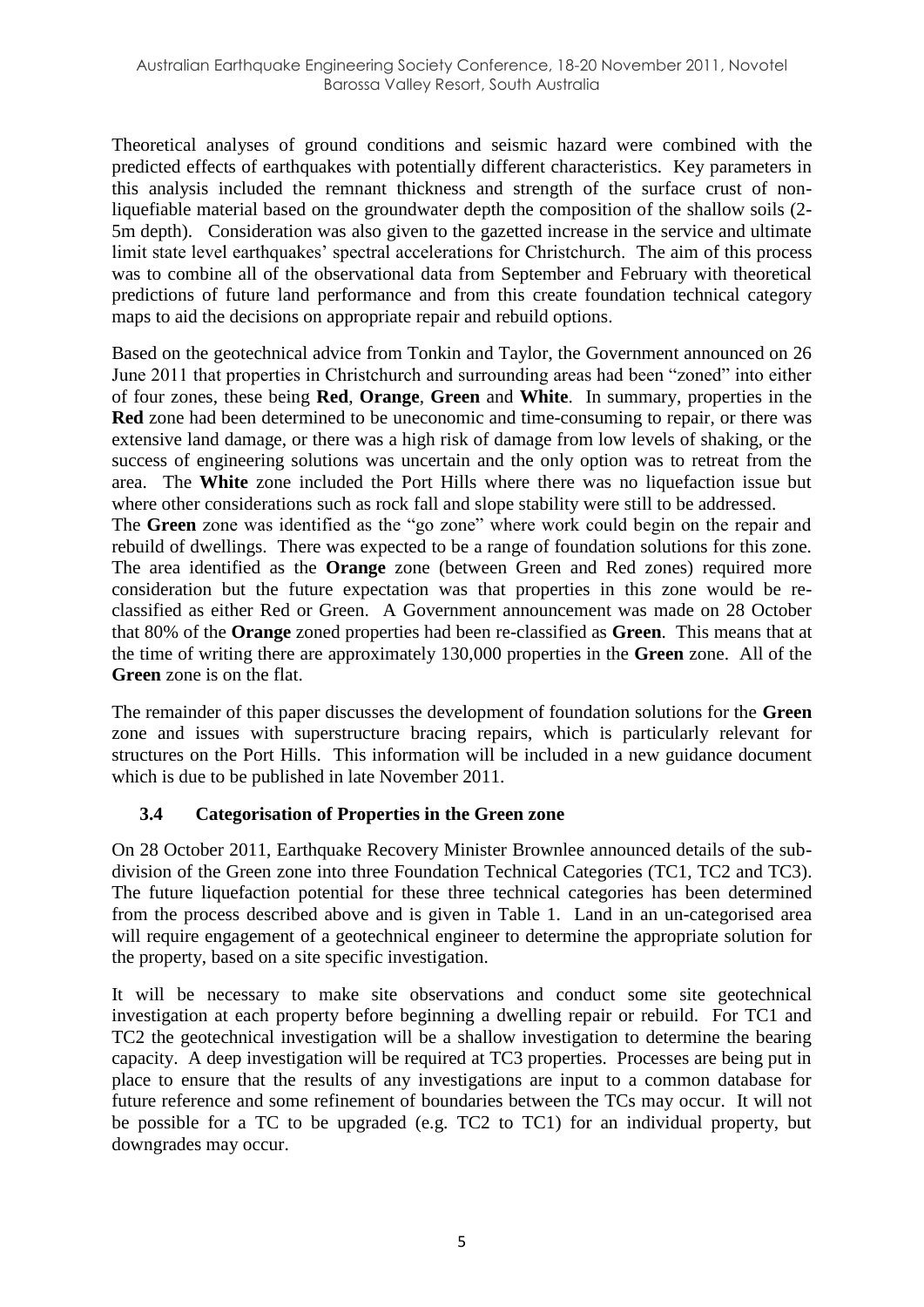Theoretical analyses of ground conditions and seismic hazard were combined with the predicted effects of earthquakes with potentially different characteristics. Key parameters in this analysis included the remnant thickness and strength of the surface crust of non-liquefiable material based on the groundwater depth the composition of the shallow soils (2-5m depth). Consideration was also given to the gazetted increase in the service and ultimate limit state level earthquakes' spectral accelerations for Christchurch. The aim of this process was to combine all of the observational data from September and February with theoretical predictions of future land performance and from this create foundation technical category maps to aid the decisions on appropriate repair and rebuild options.

Based on the geotechnical advice from Tonkin and Taylor, the Government announced on 26 June 2011 that properties in Christchurch and surrounding areas had been "zoned" into either of four zones, these being **Red**, **Orange**, **Green** and **White**. In summary, properties in the **Red** zone had been determined to be uneconomic and time-consuming to repair, or there was extensive land damage, or there was a high risk of damage from low levels of shaking, or the success of engineering solutions was uncertain and the only option was to retreat from the area. The **White** zone included the Port Hills where there was no liquefaction issue but where other considerations such as rock fall and slope stability were still to be addressed.
The **Green** zone was identified as the "go zone" where work could begin on the repair and rebuild of dwellings. There was expected to be a range of foundation solutions for this zone. The area identified as the **Orange** zone (between Green and Red zones) required more consideration but the future expectation was that properties in this zone would be re-classified as either Red or Green. A Government announcement was made on 28 October that 80% of the **Orange** zoned properties had been re-classified as **Green**. This means that at the time of writing there are approximately 130,000 properties in the **Green** zone. All of the **Green** zone is on the flat.

The remainder of this paper discusses the development of foundation solutions for the **Green** zone and issues with superstructure bracing repairs, which is particularly relevant for structures on the Port Hills. This information will be included in a new guidance document which is due to be published in late November 2011.

### 3.4 Categorisation of Properties in the Green zone

On 28 October 2011, Earthquake Recovery Minister Brownlee announced details of the sub-division of the Green zone into three Foundation Technical Categories (TC1, TC2 and TC3). The future liquefaction potential for these three technical categories has been determined from the process described above and is given in Table 1. Land in an un-categorised area will require engagement of a geotechnical engineer to determine the appropriate solution for the property, based on a site specific investigation.

It will be necessary to make site observations and conduct some site geotechnical investigation at each property before beginning a dwelling repair or rebuild. For TC1 and TC2 the geotechnical investigation will be a shallow investigation to determine the bearing capacity. A deep investigation will be required at TC3 properties. Processes are being put in place to ensure that the results of any investigations are input to a common database for future reference and some refinement of boundaries between the TCs may occur. It will not be possible for a TC to be upgraded (e.g. TC2 to TC1) for an individual property, but downgrades may occur.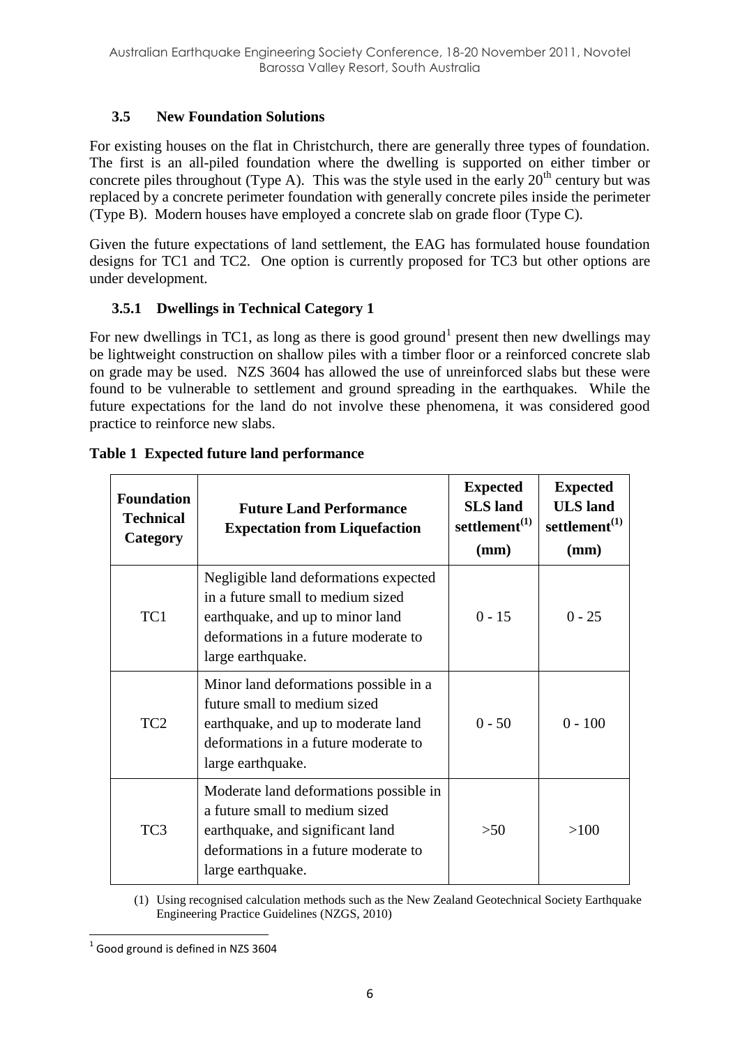### 3.5 New Foundation Solutions

For existing houses on the flat in Christchurch, there are generally three types of foundation. The first is an all-piled foundation where the dwelling is supported on either timber or concrete piles throughout (Type A). This was the style used in the early 20th century but was replaced by a concrete perimeter foundation with generally concrete piles inside the perimeter (Type B). Modern houses have employed a concrete slab on grade floor (Type C).

Given the future expectations of land settlement, the EAG has formulated house foundation designs for TC1 and TC2. One option is currently proposed for TC3 but other options are under development.

#### 3.5.1 Dwellings in Technical Category 1

For new dwellings in TC1, as long as there is good ground[1] present then new dwellings may be lightweight construction on shallow piles with a timber floor or a reinforced concrete slab on grade may be used. NZS 3604 has allowed the use of unreinforced slabs but these were found to be vulnerable to settlement and ground spreading in the earthquakes. While the future expectations for the land do not involve these phenomena, it was considered good practice to reinforce new slabs.

**Table 1 Expected future land performance**

| Foundation Technical Category | Future Land Performance Expectation from Liquefaction | Expected SLS land settlement[(1)] (mm) | Expected ULS land settlement[(1)] (mm) |
|---|---|---|---|
| TC1 | Negligible land deformations expected in a future small to medium sized earthquake, and up to minor land deformations in a future moderate to large earthquake. | 0 - 15 | 0 - 25 |
| TC2 | Minor land deformations possible in a future small to medium sized earthquake, and up to moderate land deformations in a future moderate to large earthquake. | 0 - 50 | 0 - 100 |
| TC3 | Moderate land deformations possible in a future small to medium sized earthquake, and significant land deformations in a future moderate to large earthquake. | >50 | >100 |

(1) Using recognised calculation methods such as the New Zealand Geotechnical Society Earthquake Engineering Practice Guidelines (NZGS, 2010)

[1] Good ground is defined in NZS 3604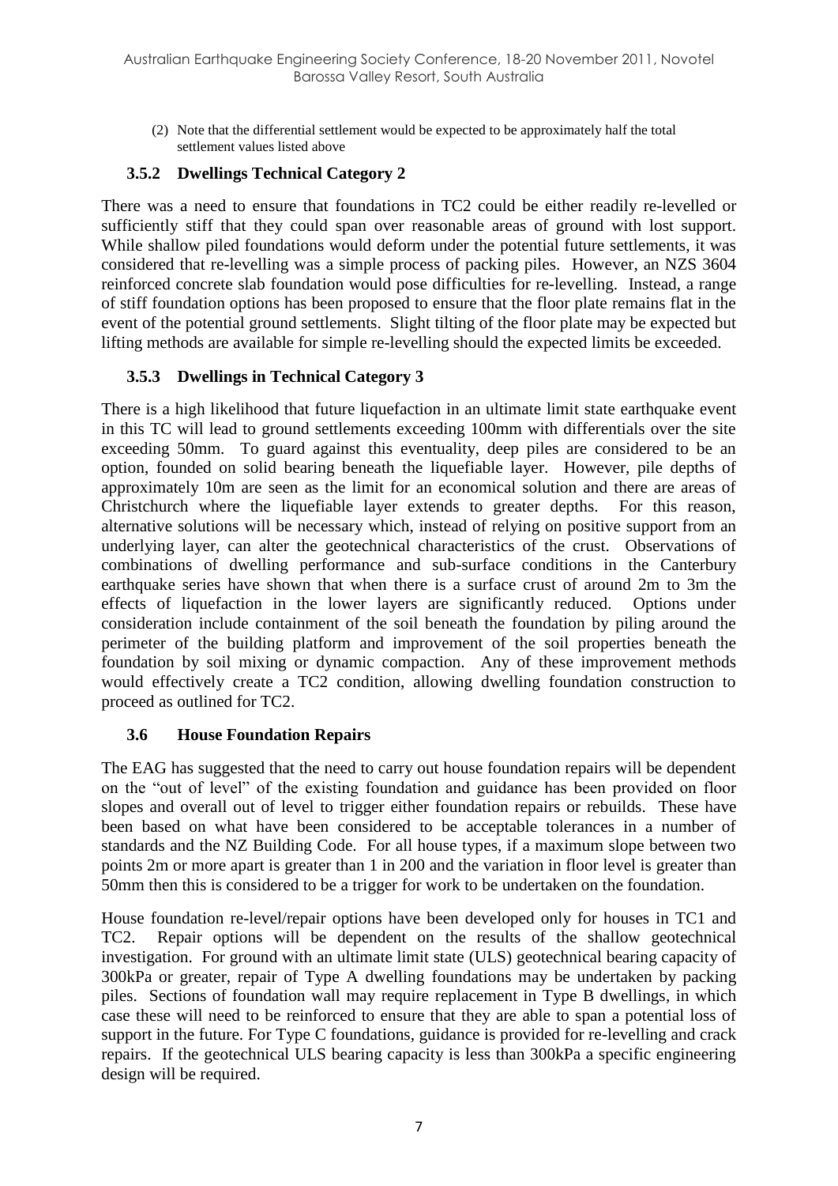(2) Note that the differential settlement would be expected to be approximately half the total settlement values listed above

### 3.5.2 Dwellings Technical Category 2

There was a need to ensure that foundations in TC2 could be either readily re-levelled or sufficiently stiff that they could span over reasonable areas of ground with lost support. While shallow piled foundations would deform under the potential future settlements, it was considered that re-levelling was a simple process of packing piles. However, an NZS 3604 reinforced concrete slab foundation would pose difficulties for re-levelling. Instead, a range of stiff foundation options has been proposed to ensure that the floor plate remains flat in the event of the potential ground settlements. Slight tilting of the floor plate may be expected but lifting methods are available for simple re-levelling should the expected limits be exceeded.

### 3.5.3 Dwellings in Technical Category 3

There is a high likelihood that future liquefaction in an ultimate limit state earthquake event in this TC will lead to ground settlements exceeding 100mm with differentials over the site exceeding 50mm. To guard against this eventuality, deep piles are considered to be an option, founded on solid bearing beneath the liquefiable layer. However, pile depths of approximately 10m are seen as the limit for an economical solution and there are areas of Christchurch where the liquefiable layer extends to greater depths. For this reason, alternative solutions will be necessary which, instead of relying on positive support from an underlying layer, can alter the geotechnical characteristics of the crust. Observations of combinations of dwelling performance and sub-surface conditions in the Canterbury earthquake series have shown that when there is a surface crust of around 2m to 3m the effects of liquefaction in the lower layers are significantly reduced. Options under consideration include containment of the soil beneath the foundation by piling around the perimeter of the building platform and improvement of the soil properties beneath the foundation by soil mixing or dynamic compaction. Any of these improvement methods would effectively create a TC2 condition, allowing dwelling foundation construction to proceed as outlined for TC2.

## 3.6 House Foundation Repairs

The EAG has suggested that the need to carry out house foundation repairs will be dependent on the "out of level" of the existing foundation and guidance has been provided on floor slopes and overall out of level to trigger either foundation repairs or rebuilds. These have been based on what have been considered to be acceptable tolerances in a number of standards and the NZ Building Code. For all house types, if a maximum slope between two points 2m or more apart is greater than 1 in 200 and the variation in floor level is greater than 50mm then this is considered to be a trigger for work to be undertaken on the foundation.

House foundation re-level/repair options have been developed only for houses in TC1 and TC2. Repair options will be dependent on the results of the shallow geotechnical investigation. For ground with an ultimate limit state (ULS) geotechnical bearing capacity of 300kPa or greater, repair of Type A dwelling foundations may be undertaken by packing piles. Sections of foundation wall may require replacement in Type B dwellings, in which case these will need to be reinforced to ensure that they are able to span a potential loss of support in the future. For Type C foundations, guidance is provided for re-levelling and crack repairs. If the geotechnical ULS bearing capacity is less than 300kPa a specific engineering design will be required.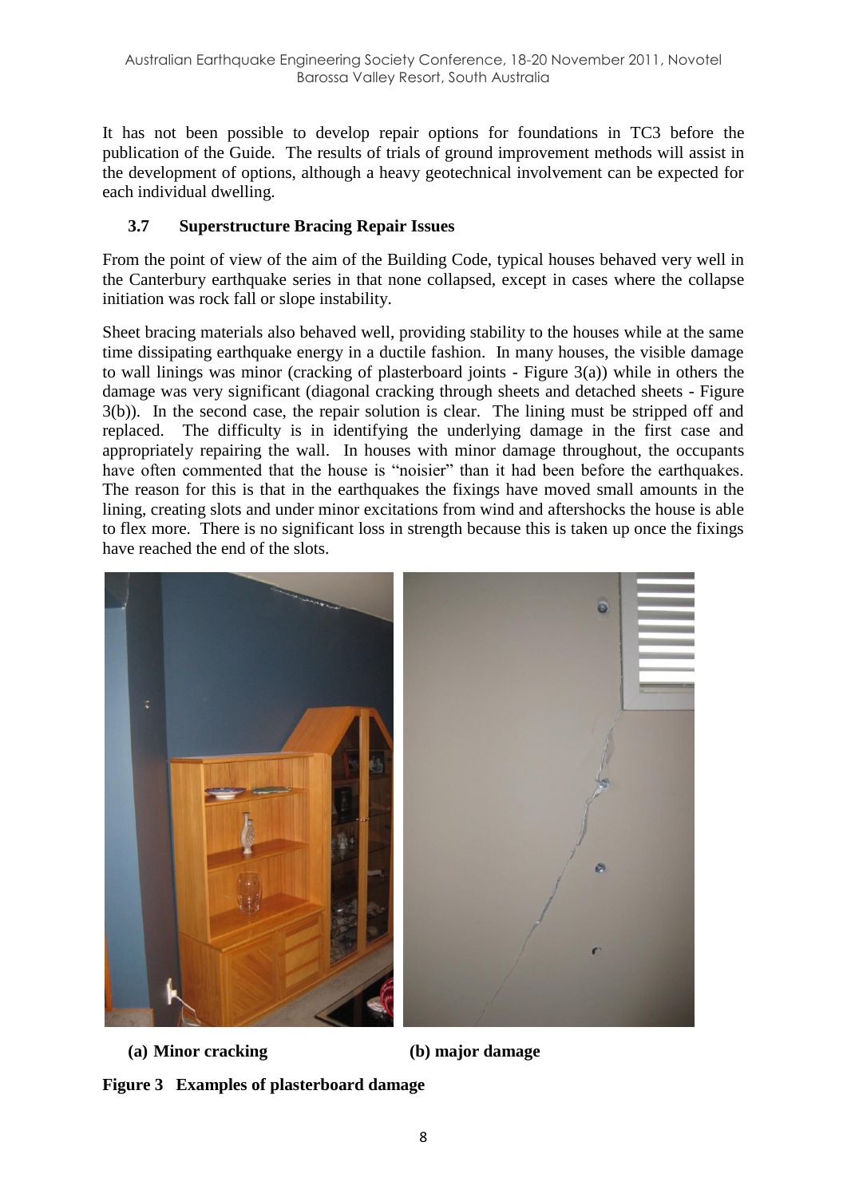It has not been possible to develop repair options for foundations in TC3 before the publication of the Guide. The results of trials of ground improvement methods will assist in the development of options, although a heavy geotechnical involvement can be expected for each individual dwelling.

### 3.7 Superstructure Bracing Repair Issues

From the point of view of the aim of the Building Code, typical houses behaved very well in the Canterbury earthquake series in that none collapsed, except in cases where the collapse initiation was rock fall or slope instability.

Sheet bracing materials also behaved well, providing stability to the houses while at the same time dissipating earthquake energy in a ductile fashion. In many houses, the visible damage to wall linings was minor (cracking of plasterboard joints - Figure 3(a)) while in others the damage was very significant (diagonal cracking through sheets and detached sheets - Figure 3(b)). In the second case, the repair solution is clear. The lining must be stripped off and replaced. The difficulty is in identifying the underlying damage in the first case and appropriately repairing the wall. In houses with minor damage throughout, the occupants have often commented that the house is "noisier" than it had been before the earthquakes. The reason for this is that in the earthquakes the fixings have moved small amounts in the lining, creating slots and under minor excitations from wind and aftershocks the house is able to flex more. There is no significant loss in strength because this is taken up once the fixings have reached the end of the slots.

**(a) Minor cracking** **(b) major damage**

**Figure 3 Examples of plasterboard damage**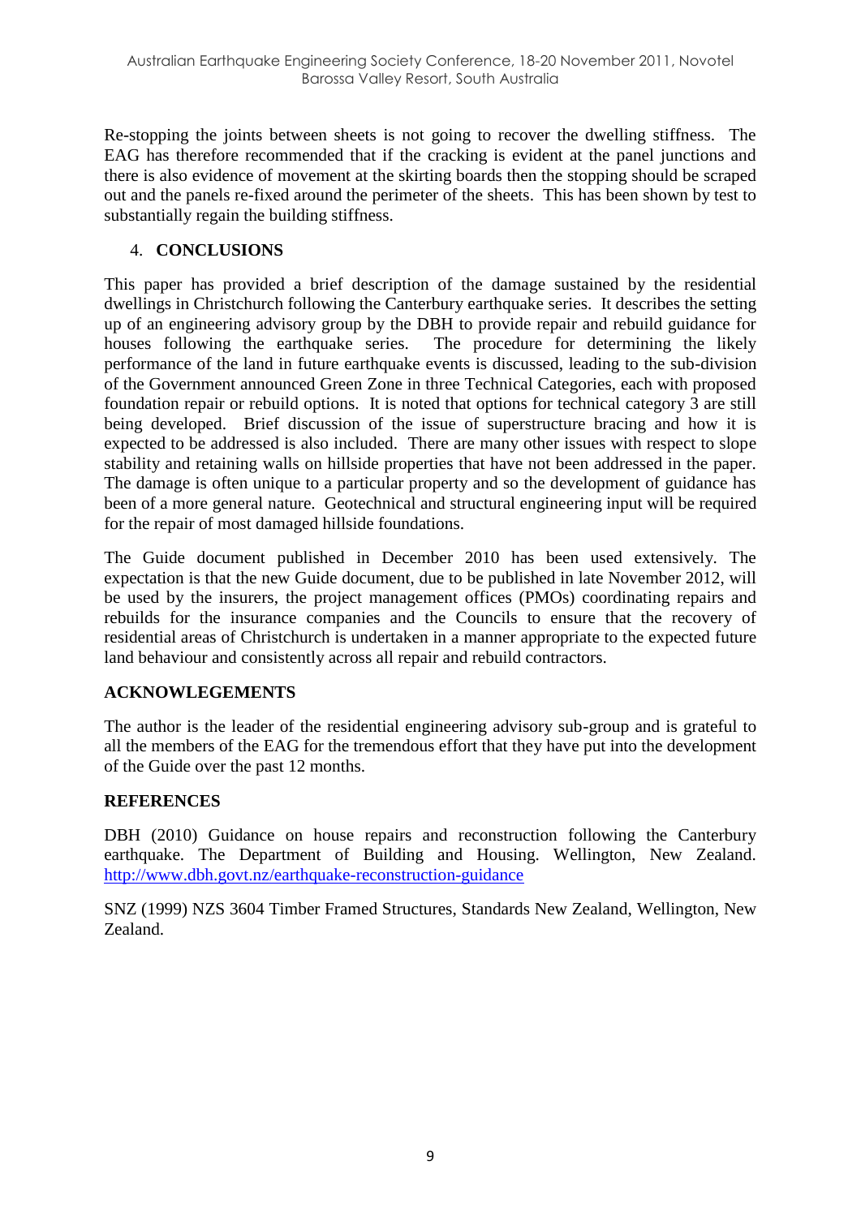Re-stopping the joints between sheets is not going to recover the dwelling stiffness. The EAG has therefore recommended that if the cracking is evident at the panel junctions and there is also evidence of movement at the skirting boards then the stopping should be scraped out and the panels re-fixed around the perimeter of the sheets. This has been shown by test to substantially regain the building stiffness.

## 4. CONCLUSIONS

This paper has provided a brief description of the damage sustained by the residential dwellings in Christchurch following the Canterbury earthquake series. It describes the setting up of an engineering advisory group by the DBH to provide repair and rebuild guidance for houses following the earthquake series. The procedure for determining the likely performance of the land in future earthquake events is discussed, leading to the sub-division of the Government announced Green Zone in three Technical Categories, each with proposed foundation repair or rebuild options. It is noted that options for technical category 3 are still being developed. Brief discussion of the issue of superstructure bracing and how it is expected to be addressed is also included. There are many other issues with respect to slope stability and retaining walls on hillside properties that have not been addressed in the paper. The damage is often unique to a particular property and so the development of guidance has been of a more general nature. Geotechnical and structural engineering input will be required for the repair of most damaged hillside foundations.

The Guide document published in December 2010 has been used extensively. The expectation is that the new Guide document, due to be published in late November 2012, will be used by the insurers, the project management offices (PMOs) coordinating repairs and rebuilds for the insurance companies and the Councils to ensure that the recovery of residential areas of Christchurch is undertaken in a manner appropriate to the expected future land behaviour and consistently across all repair and rebuild contractors.

## ACKNOWLEGEMENTS

The author is the leader of the residential engineering advisory sub-group and is grateful to all the members of the EAG for the tremendous effort that they have put into the development of the Guide over the past 12 months.

## REFERENCES

DBH (2010) Guidance on house repairs and reconstruction following the Canterbury earthquake. The Department of Building and Housing. Wellington, New Zealand. http://www.dbh.govt.nz/earthquake-reconstruction-guidance

SNZ (1999) NZS 3604 Timber Framed Structures, Standards New Zealand, Wellington, New Zealand.